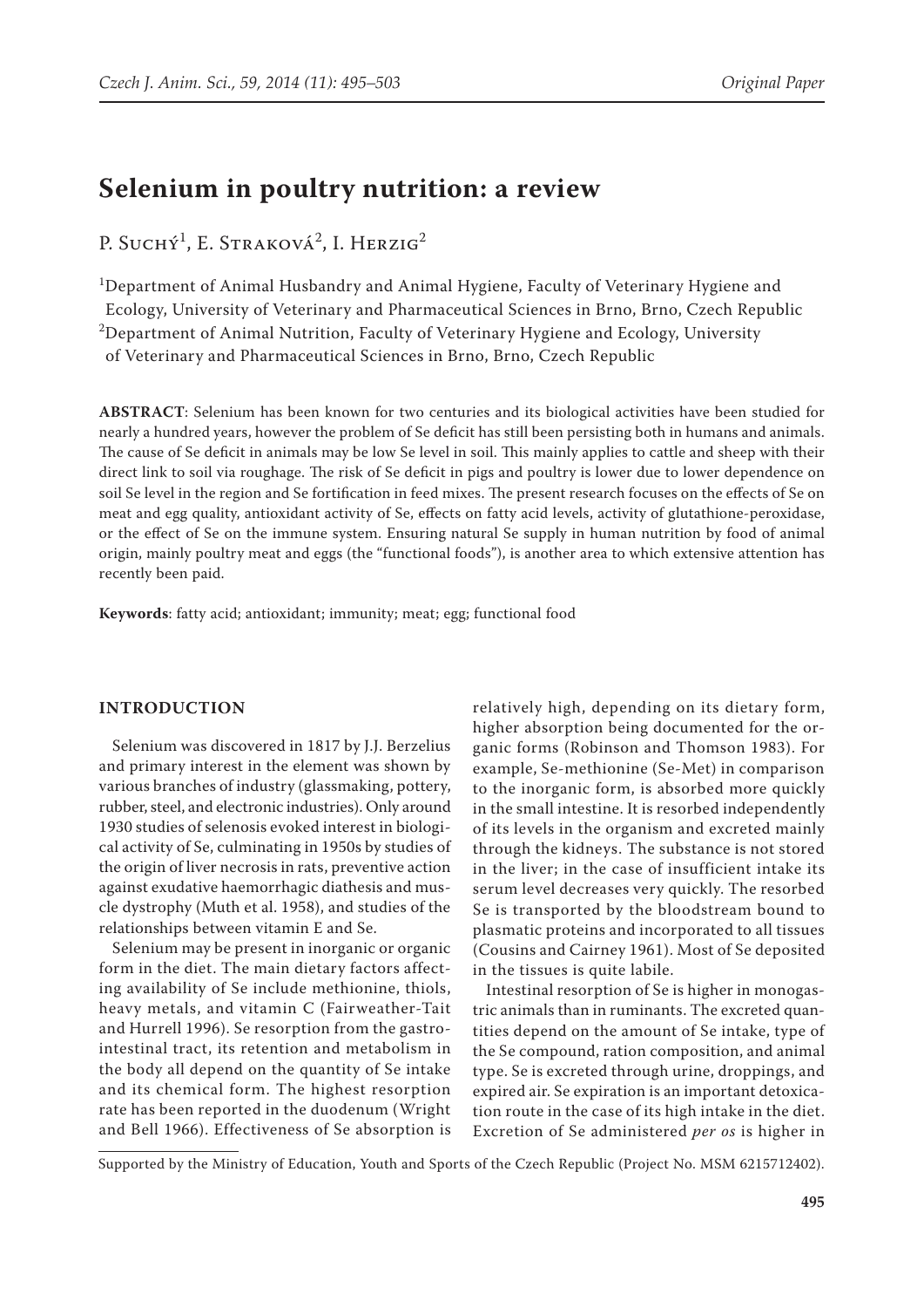# Selenium in poultry nutrition: a review

P. Suchý[1], E. Straková[2], I. Herzig[2]

[1]Department of Animal Husbandry and Animal Hygiene, Faculty of Veterinary Hygiene and Ecology, University of Veterinary and Pharmaceutical Sciences in Brno, Brno, Czech Republic
[2]Department of Animal Nutrition, Faculty of Veterinary Hygiene and Ecology, University of Veterinary and Pharmaceutical Sciences in Brno, Brno, Czech Republic

**ABSTRACT**: Selenium has been known for two centuries and its biological activities have been studied for nearly a hundred years, however the problem of Se deficit has still been persisting both in humans and animals. The cause of Se deficit in animals may be low Se level in soil. This mainly applies to cattle and sheep with their direct link to soil via roughage. The risk of Se deficit in pigs and poultry is lower due to lower dependence on soil Se level in the region and Se fortification in feed mixes. The present research focuses on the effects of Se on meat and egg quality, antioxidant activity of Se, effects on fatty acid levels, activity of glutathione-peroxidase, or the effect of Se on the immune system. Ensuring natural Se supply in human nutrition by food of animal origin, mainly poultry meat and eggs (the "functional foods"), is another area to which extensive attention has recently been paid.

**Keywords**: fatty acid; antioxidant; immunity; meat; egg; functional food

## INTRODUCTION

Selenium was discovered in 1817 by J.J. Berzelius and primary interest in the element was shown by various branches of industry (glassmaking, pottery, rubber, steel, and electronic industries). Only around 1930 studies of selenosis evoked interest in biological activity of Se, culminating in 1950s by studies of the origin of liver necrosis in rats, preventive action against exudative haemorrhagic diathesis and muscle dystrophy (Muth et al. 1958), and studies of the relationships between vitamin E and Se.

Selenium may be present in inorganic or organic form in the diet. The main dietary factors affecting availability of Se include methionine, thiols, heavy metals, and vitamin C (Fairweather-Tait and Hurrell 1996). Se resorption from the gastrointestinal tract, its retention and metabolism in the body all depend on the quantity of Se intake and its chemical form. The highest resorption rate has been reported in the duodenum (Wright and Bell 1966). Effectiveness of Se absorption is relatively high, depending on its dietary form, higher absorption being documented for the organic forms (Robinson and Thomson 1983). For example, Se-methionine (Se-Met) in comparison to the inorganic form, is absorbed more quickly in the small intestine. It is resorbed independently of its levels in the organism and excreted mainly through the kidneys. The substance is not stored in the liver; in the case of insufficient intake its serum level decreases very quickly. The resorbed Se is transported by the bloodstream bound to plasmatic proteins and incorporated to all tissues (Cousins and Cairney 1961). Most of Se deposited in the tissues is quite labile.

Intestinal resorption of Se is higher in monogastric animals than in ruminants. The excreted quantities depend on the amount of Se intake, type of the Se compound, ration composition, and animal type. Se is excreted through urine, droppings, and expired air. Se expiration is an important detoxication route in the case of its high intake in the diet. Excretion of Se administered *per os* is higher in

Supported by the Ministry of Education, Youth and Sports of the Czech Republic (Project No. MSM 6215712402).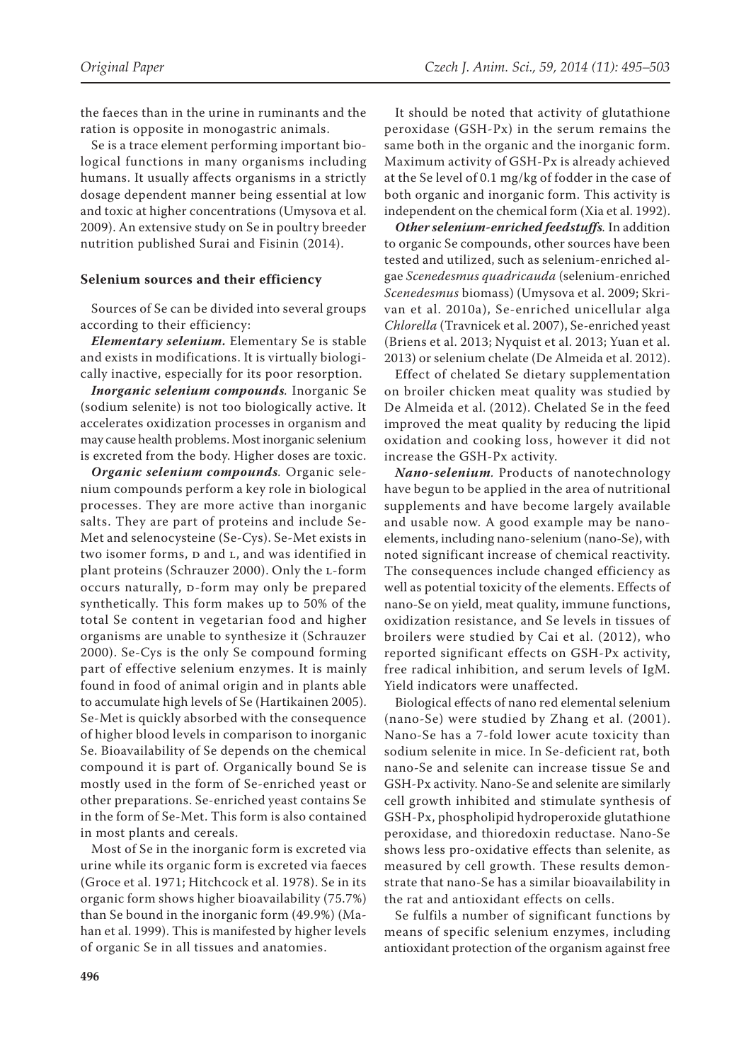the faeces than in the urine in ruminants and the ration is opposite in monogastric animals.

Se is a trace element performing important biological functions in many organisms including humans. It usually affects organisms in a strictly dosage dependent manner being essential at low and toxic at higher concentrations (Umysova et al. 2009). An extensive study on Se in poultry breeder nutrition published Surai and Fisinin (2014).

### Selenium sources and their efficiency

Sources of Se can be divided into several groups according to their efficiency:

***Elementary selenium.*** Elementary Se is stable and exists in modifications. It is virtually biologically inactive, especially for its poor resorption.

***Inorganic selenium compounds.*** Inorganic Se (sodium selenite) is not too biologically active. It accelerates oxidization processes in organism and may cause health problems. Most inorganic selenium is excreted from the body. Higher doses are toxic.

***Organic selenium compounds.*** Organic selenium compounds perform a key role in biological processes. They are more active than inorganic salts. They are part of proteins and include Se-Met and selenocysteine (Se-Cys). Se-Met exists in two isomer forms, D and L, and was identified in plant proteins (Schrauzer 2000). Only the L-form occurs naturally, D-form may only be prepared synthetically. This form makes up to 50% of the total Se content in vegetarian food and higher organisms are unable to synthesize it (Schrauzer 2000). Se-Cys is the only Se compound forming part of effective selenium enzymes. It is mainly found in food of animal origin and in plants able to accumulate high levels of Se (Hartikainen 2005). Se-Met is quickly absorbed with the consequence of higher blood levels in comparison to inorganic Se. Bioavailability of Se depends on the chemical compound it is part of. Organically bound Se is mostly used in the form of Se-enriched yeast or other preparations. Se-enriched yeast contains Se in the form of Se-Met. This form is also contained in most plants and cereals.

Most of Se in the inorganic form is excreted via urine while its organic form is excreted via faeces (Groce et al. 1971; Hitchcock et al. 1978). Se in its organic form shows higher bioavailability (75.7%) than Se bound in the inorganic form (49.9%) (Mahan et al. 1999). This is manifested by higher levels of organic Se in all tissues and anatomies.

It should be noted that activity of glutathione peroxidase (GSH-Px) in the serum remains the same both in the organic and the inorganic form. Maximum activity of GSH-Px is already achieved at the Se level of 0.1 mg/kg of fodder in the case of both organic and inorganic form. This activity is independent on the chemical form (Xia et al. 1992).

***Other selenium-enriched feedstuffs.*** In addition to organic Se compounds, other sources have been tested and utilized, such as selenium-enriched algae *Scenedesmus quadricauda* (selenium-enriched *Scenedesmus* biomass) (Umysova et al. 2009; Skrivan et al. 2010a), Se-enriched unicellular alga *Chlorella* (Travnicek et al. 2007), Se-enriched yeast (Briens et al. 2013; Nyquist et al. 2013; Yuan et al. 2013) or selenium chelate (De Almeida et al. 2012).

Effect of chelated Se dietary supplementation on broiler chicken meat quality was studied by De Almeida et al. (2012). Chelated Se in the feed improved the meat quality by reducing the lipid oxidation and cooking loss, however it did not increase the GSH-Px activity.

***Nano-selenium.*** Products of nanotechnology have begun to be applied in the area of nutritional supplements and have become largely available and usable now. A good example may be nano-elements, including nano-selenium (nano-Se), with noted significant increase of chemical reactivity. The consequences include changed efficiency as well as potential toxicity of the elements. Effects of nano-Se on yield, meat quality, immune functions, oxidization resistance, and Se levels in tissues of broilers were studied by Cai et al. (2012), who reported significant effects on GSH-Px activity, free radical inhibition, and serum levels of IgM. Yield indicators were unaffected.

Biological effects of nano red elemental selenium (nano-Se) were studied by Zhang et al. (2001). Nano-Se has a 7-fold lower acute toxicity than sodium selenite in mice. In Se-deficient rat, both nano-Se and selenite can increase tissue Se and GSH-Px activity. Nano-Se and selenite are similarly cell growth inhibited and stimulate synthesis of GSH-Px, phospholipid hydroperoxide glutathione peroxidase, and thioredoxin reductase. Nano-Se shows less pro-oxidative effects than selenite, as measured by cell growth. These results demonstrate that nano-Se has a similar bioavailability in the rat and antioxidant effects on cells.

Se fulfils a number of significant functions by means of specific selenium enzymes, including antioxidant protection of the organism against free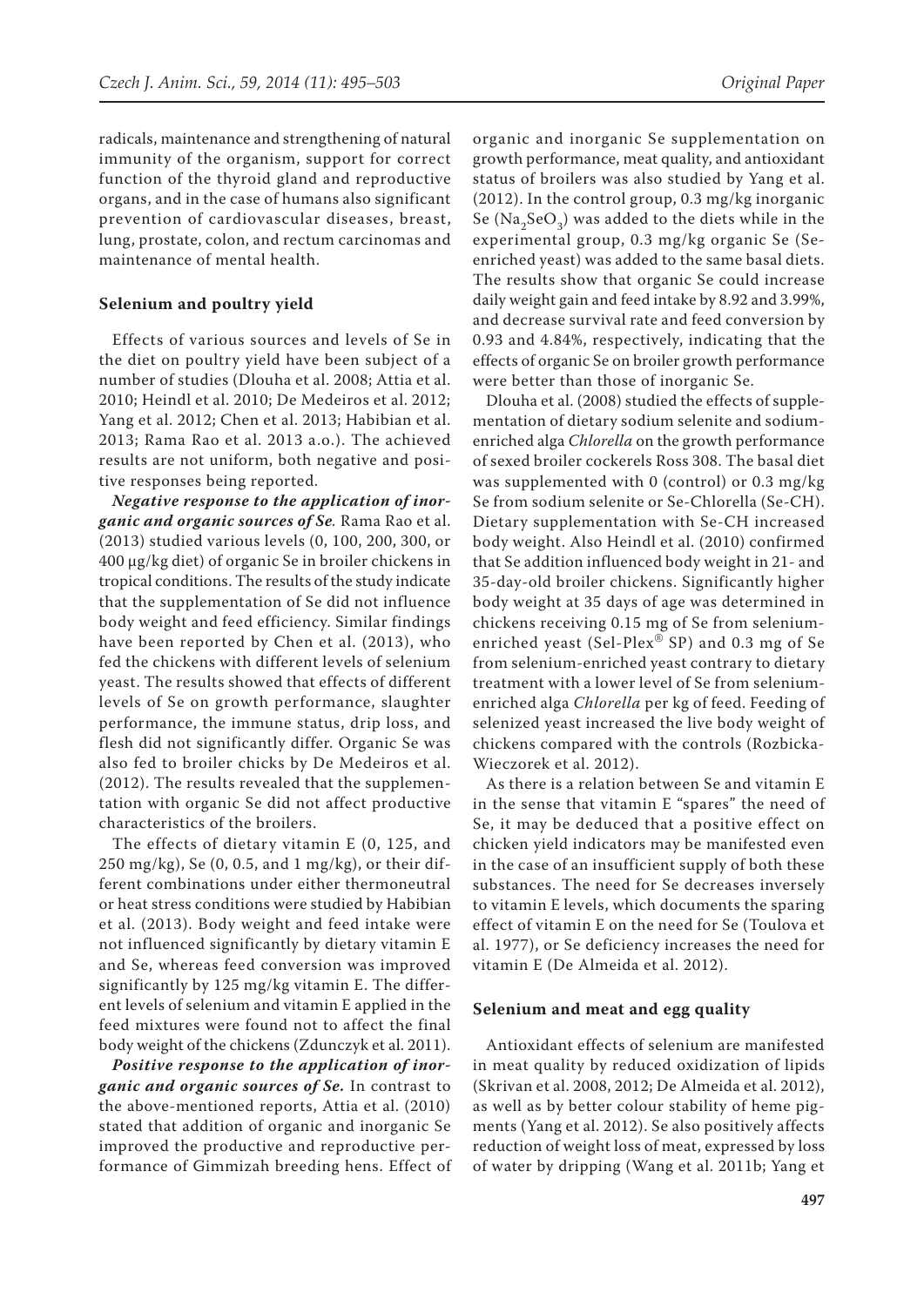radicals, maintenance and strengthening of natural immunity of the organism, support for correct function of the thyroid gland and reproductive organs, and in the case of humans also significant prevention of cardiovascular diseases, breast, lung, prostate, colon, and rectum carcinomas and maintenance of mental health.

## Selenium and poultry yield

Effects of various sources and levels of Se in the diet on poultry yield have been subject of a number of studies (Dlouha et al. 2008; Attia et al. 2010; Heindl et al. 2010; De Medeiros et al. 2012; Yang et al. 2012; Chen et al. 2013; Habibian et al. 2013; Rama Rao et al. 2013 a.o.). The achieved results are not uniform, both negative and positive responses being reported.

***Negative response to the application of inorganic and organic sources of Se.*** Rama Rao et al. (2013) studied various levels (0, 100, 200, 300, or 400 μg/kg diet) of organic Se in broiler chickens in tropical conditions. The results of the study indicate that the supplementation of Se did not influence body weight and feed efficiency. Similar findings have been reported by Chen et al. (2013), who fed the chickens with different levels of selenium yeast. The results showed that effects of different levels of Se on growth performance, slaughter performance, the immune status, drip loss, and flesh did not significantly differ. Organic Se was also fed to broiler chicks by De Medeiros et al. (2012). The results revealed that the supplementation with organic Se did not affect productive characteristics of the broilers.

The effects of dietary vitamin E (0, 125, and 250 mg/kg), Se (0, 0.5, and 1 mg/kg), or their different combinations under either thermoneutral or heat stress conditions were studied by Habibian et al. (2013). Body weight and feed intake were not influenced significantly by dietary vitamin E and Se, whereas feed conversion was improved significantly by 125 mg/kg vitamin E. The different levels of selenium and vitamin E applied in the feed mixtures were found not to affect the final body weight of the chickens (Zdunczyk et al. 2011).

***Positive response to the application of inorganic and organic sources of Se.*** In contrast to the above-mentioned reports, Attia et al. (2010) stated that addition of organic and inorganic Se improved the productive and reproductive performance of Gimmizah breeding hens. Effect of organic and inorganic Se supplementation on growth performance, meat quality, and antioxidant status of broilers was also studied by Yang et al. (2012). In the control group, 0.3 mg/kg inorganic Se ($Na_2SeO_3$) was added to the diets while in the experimental group, 0.3 mg/kg organic Se (Se-enriched yeast) was added to the same basal diets. The results show that organic Se could increase daily weight gain and feed intake by 8.92 and 3.99%, and decrease survival rate and feed conversion by 0.93 and 4.84%, respectively, indicating that the effects of organic Se on broiler growth performance were better than those of inorganic Se.

Dlouha et al. (2008) studied the effects of supplementation of dietary sodium selenite and sodium-enriched alga *Chlorella* on the growth performance of sexed broiler cockerels Ross 308. The basal diet was supplemented with 0 (control) or 0.3 mg/kg Se from sodium selenite or Se-Chlorella (Se-CH). Dietary supplementation with Se-CH increased body weight. Also Heindl et al. (2010) confirmed that Se addition influenced body weight in 21- and 35-day-old broiler chickens. Significantly higher body weight at 35 days of age was determined in chickens receiving 0.15 mg of Se from selenium-enriched yeast (Sel-Plex® SP) and 0.3 mg of Se from selenium-enriched yeast contrary to dietary treatment with a lower level of Se from selenium-enriched alga *Chlorella* per kg of feed. Feeding of selenized yeast increased the live body weight of chickens compared with the controls (Rozbicka-Wieczorek et al. 2012).

As there is a relation between Se and vitamin E in the sense that vitamin E "spares" the need of Se, it may be deduced that a positive effect on chicken yield indicators may be manifested even in the case of an insufficient supply of both these substances. The need for Se decreases inversely to vitamin E levels, which documents the sparing effect of vitamin E on the need for Se (Toulova et al. 1977), or Se deficiency increases the need for vitamin E (De Almeida et al. 2012).

## Selenium and meat and egg quality

Antioxidant effects of selenium are manifested in meat quality by reduced oxidization of lipids (Skrivan et al. 2008, 2012; De Almeida et al. 2012), as well as by better colour stability of heme pigments (Yang et al. 2012). Se also positively affects reduction of weight loss of meat, expressed by loss of water by dripping (Wang et al. 2011b; Yang et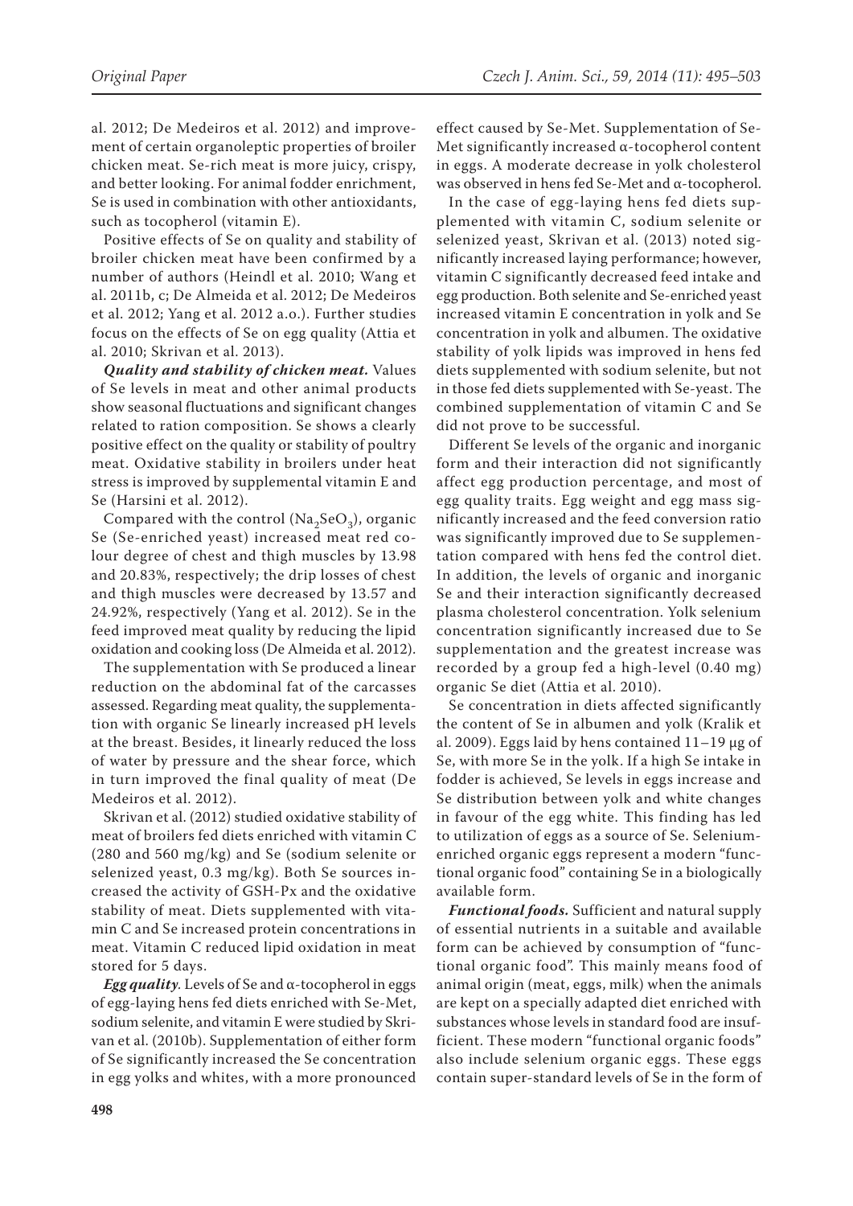al. 2012; De Medeiros et al. 2012) and improvement of certain organoleptic properties of broiler chicken meat. Se-rich meat is more juicy, crispy, and better looking. For animal fodder enrichment, Se is used in combination with other antioxidants, such as tocopherol (vitamin E).

Positive effects of Se on quality and stability of broiler chicken meat have been confirmed by a number of authors (Heindl et al. 2010; Wang et al. 2011b, c; De Almeida et al. 2012; De Medeiros et al. 2012; Yang et al. 2012 a.o.). Further studies focus on the effects of Se on egg quality (Attia et al. 2010; Skrivan et al. 2013).

***Quality and stability of chicken meat.*** Values of Se levels in meat and other animal products show seasonal fluctuations and significant changes related to ration composition. Se shows a clearly positive effect on the quality or stability of poultry meat. Oxidative stability in broilers under heat stress is improved by supplemental vitamin E and Se (Harsini et al. 2012).

Compared with the control ($Na_2SeO_3$), organic Se (Se-enriched yeast) increased meat red colour degree of chest and thigh muscles by 13.98 and 20.83%, respectively; the drip losses of chest and thigh muscles were decreased by 13.57 and 24.92%, respectively (Yang et al. 2012). Se in the feed improved meat quality by reducing the lipid oxidation and cooking loss (De Almeida et al. 2012).

The supplementation with Se produced a linear reduction on the abdominal fat of the carcasses assessed. Regarding meat quality, the supplementation with organic Se linearly increased pH levels at the breast. Besides, it linearly reduced the loss of water by pressure and the shear force, which in turn improved the final quality of meat (De Medeiros et al. 2012).

Skrivan et al. (2012) studied oxidative stability of meat of broilers fed diets enriched with vitamin C (280 and 560 mg/kg) and Se (sodium selenite or selenized yeast, 0.3 mg/kg). Both Se sources increased the activity of GSH-Px and the oxidative stability of meat. Diets supplemented with vitamin C and Se increased protein concentrations in meat. Vitamin C reduced lipid oxidation in meat stored for 5 days.

***Egg quality.*** Levels of Se and α-tocopherol in eggs of egg-laying hens fed diets enriched with Se-Met, sodium selenite, and vitamin E were studied by Skrivan et al. (2010b). Supplementation of either form of Se significantly increased the Se concentration in egg yolks and whites, with a more pronounced effect caused by Se-Met. Supplementation of Se-Met significantly increased α-tocopherol content in eggs. A moderate decrease in yolk cholesterol was observed in hens fed Se-Met and α-tocopherol.

In the case of egg-laying hens fed diets supplemented with vitamin C, sodium selenite or selenized yeast, Skrivan et al. (2013) noted significantly increased laying performance; however, vitamin C significantly decreased feed intake and egg production. Both selenite and Se-enriched yeast increased vitamin E concentration in yolk and Se concentration in yolk and albumen. The oxidative stability of yolk lipids was improved in hens fed diets supplemented with sodium selenite, but not in those fed diets supplemented with Se-yeast. The combined supplementation of vitamin C and Se did not prove to be successful.

Different Se levels of the organic and inorganic form and their interaction did not significantly affect egg production percentage, and most of egg quality traits. Egg weight and egg mass significantly increased and the feed conversion ratio was significantly improved due to Se supplementation compared with hens fed the control diet. In addition, the levels of organic and inorganic Se and their interaction significantly decreased plasma cholesterol concentration. Yolk selenium concentration significantly increased due to Se supplementation and the greatest increase was recorded by a group fed a high-level (0.40 mg) organic Se diet (Attia et al. 2010).

Se concentration in diets affected significantly the content of Se in albumen and yolk (Kralik et al. 2009). Eggs laid by hens contained 11–19 μg of Se, with more Se in the yolk. If a high Se intake in fodder is achieved, Se levels in eggs increase and Se distribution between yolk and white changes in favour of the egg white. This finding has led to utilization of eggs as a source of Se. Selenium-enriched organic eggs represent a modern "functional organic food" containing Se in a biologically available form.

***Functional foods.*** Sufficient and natural supply of essential nutrients in a suitable and available form can be achieved by consumption of "functional organic food". This mainly means food of animal origin (meat, eggs, milk) when the animals are kept on a specially adapted diet enriched with substances whose levels in standard food are insufficient. These modern "functional organic foods" also include selenium organic eggs. These eggs contain super-standard levels of Se in the form of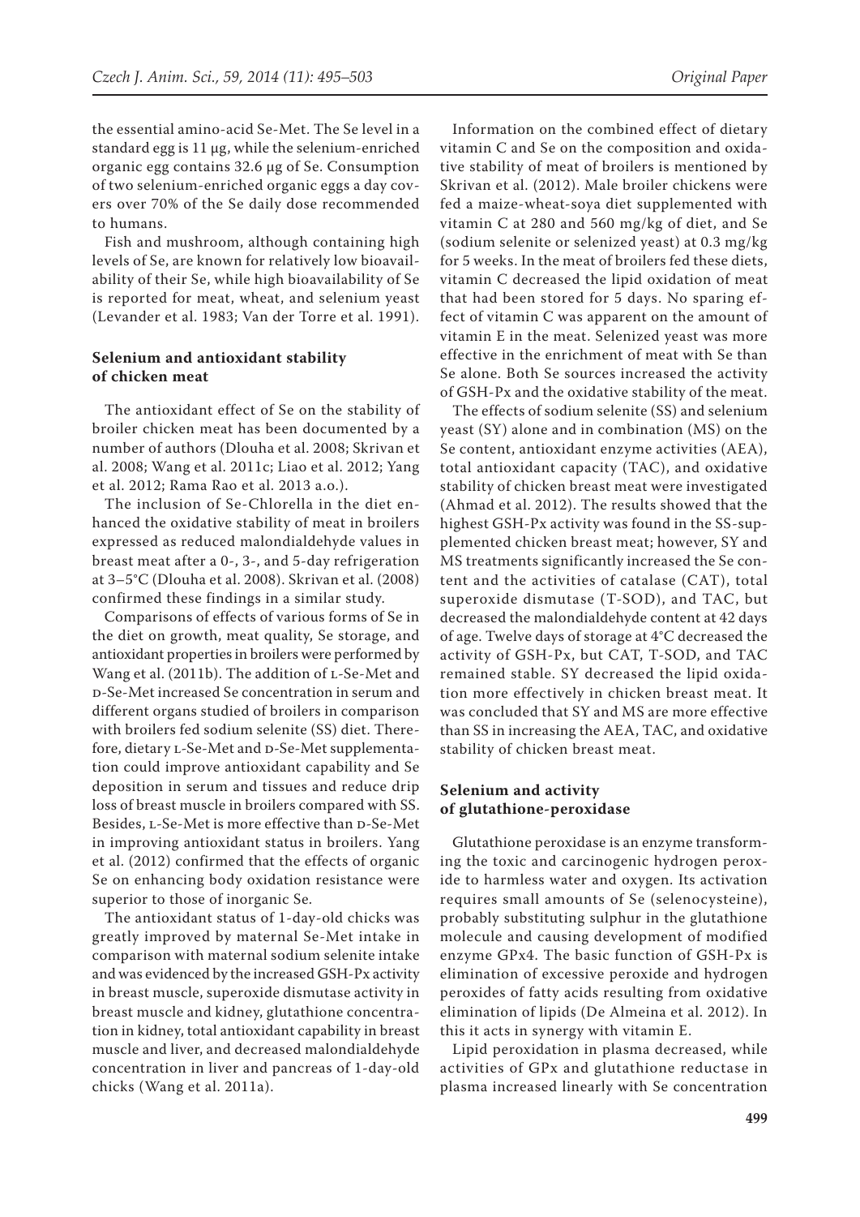the essential amino-acid Se-Met. The Se level in a standard egg is 11 µg, while the selenium-enriched organic egg contains 32.6 µg of Se. Consumption of two selenium-enriched organic eggs a day covers over 70% of the Se daily dose recommended to humans.

Fish and mushroom, although containing high levels of Se, are known for relatively low bioavailability of their Se, while high bioavailability of Se is reported for meat, wheat, and selenium yeast (Levander et al. 1983; Van der Torre et al. 1991).

## Selenium and antioxidant stability of chicken meat

The antioxidant effect of Se on the stability of broiler chicken meat has been documented by a number of authors (Dlouha et al. 2008; Skrivan et al. 2008; Wang et al. 2011c; Liao et al. 2012; Yang et al. 2012; Rama Rao et al. 2013 a.o.).

The inclusion of Se-Chlorella in the diet enhanced the oxidative stability of meat in broilers expressed as reduced malondialdehyde values in breast meat after a 0-, 3-, and 5-day refrigeration at 3–5°C (Dlouha et al. 2008). Skrivan et al. (2008) confirmed these findings in a similar study.

Comparisons of effects of various forms of Se in the diet on growth, meat quality, Se storage, and antioxidant properties in broilers were performed by Wang et al. (2011b). The addition of L-Se-Met and D-Se-Met increased Se concentration in serum and different organs studied of broilers in comparison with broilers fed sodium selenite (SS) diet. Therefore, dietary L-Se-Met and D-Se-Met supplementation could improve antioxidant capability and Se deposition in serum and tissues and reduce drip loss of breast muscle in broilers compared with SS. Besides, L-Se-Met is more effective than D-Se-Met in improving antioxidant status in broilers. Yang et al. (2012) confirmed that the effects of organic Se on enhancing body oxidation resistance were superior to those of inorganic Se.

The antioxidant status of 1-day-old chicks was greatly improved by maternal Se-Met intake in comparison with maternal sodium selenite intake and was evidenced by the increased GSH-Px activity in breast muscle, superoxide dismutase activity in breast muscle and kidney, glutathione concentration in kidney, total antioxidant capability in breast muscle and liver, and decreased malondialdehyde concentration in liver and pancreas of 1-day-old chicks (Wang et al. 2011a).

Information on the combined effect of dietary vitamin C and Se on the composition and oxidative stability of meat of broilers is mentioned by Skrivan et al. (2012). Male broiler chickens were fed a maize-wheat-soya diet supplemented with vitamin C at 280 and 560 mg/kg of diet, and Se (sodium selenite or selenized yeast) at 0.3 mg/kg for 5 weeks. In the meat of broilers fed these diets, vitamin C decreased the lipid oxidation of meat that had been stored for 5 days. No sparing effect of vitamin C was apparent on the amount of vitamin E in the meat. Selenized yeast was more effective in the enrichment of meat with Se than Se alone. Both Se sources increased the activity of GSH-Px and the oxidative stability of the meat.

The effects of sodium selenite (SS) and selenium yeast (SY) alone and in combination (MS) on the Se content, antioxidant enzyme activities (AEA), total antioxidant capacity (TAC), and oxidative stability of chicken breast meat were investigated (Ahmad et al. 2012). The results showed that the highest GSH-Px activity was found in the SS-supplemented chicken breast meat; however, SY and MS treatments significantly increased the Se content and the activities of catalase (CAT), total superoxide dismutase (T-SOD), and TAC, but decreased the malondialdehyde content at 42 days of age. Twelve days of storage at 4°C decreased the activity of GSH-Px, but CAT, T-SOD, and TAC remained stable. SY decreased the lipid oxidation more effectively in chicken breast meat. It was concluded that SY and MS are more effective than SS in increasing the AEA, TAC, and oxidative stability of chicken breast meat.

## Selenium and activity of glutathione-peroxidase

Glutathione peroxidase is an enzyme transforming the toxic and carcinogenic hydrogen peroxide to harmless water and oxygen. Its activation requires small amounts of Se (selenocysteine), probably substituting sulphur in the glutathione molecule and causing development of modified enzyme GPx4. The basic function of GSH-Px is elimination of excessive peroxide and hydrogen peroxides of fatty acids resulting from oxidative elimination of lipids (De Almeina et al. 2012). In this it acts in synergy with vitamin E.

Lipid peroxidation in plasma decreased, while activities of GPx and glutathione reductase in plasma increased linearly with Se concentration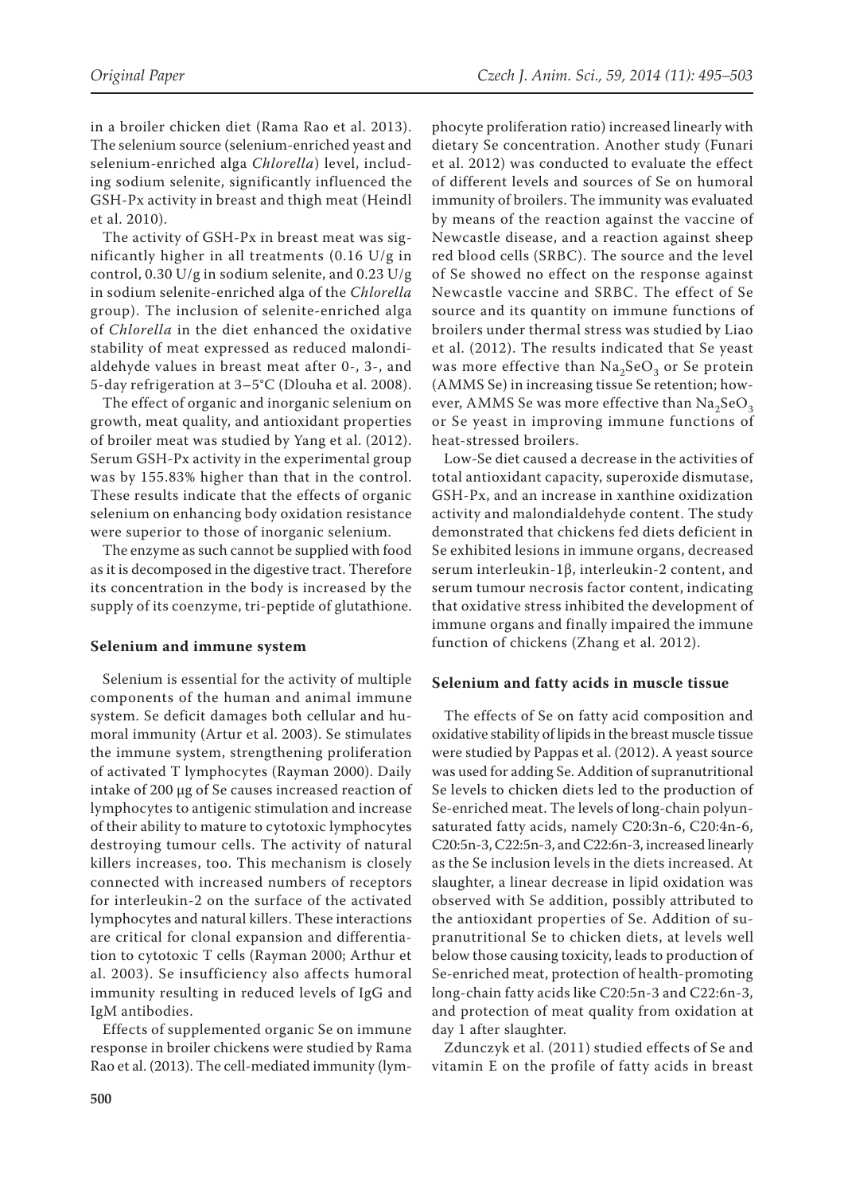in a broiler chicken diet (Rama Rao et al. 2013). The selenium source (selenium-enriched yeast and selenium-enriched alga *Chlorella*) level, including sodium selenite, significantly influenced the GSH-Px activity in breast and thigh meat (Heindl et al. 2010).

The activity of GSH-Px in breast meat was significantly higher in all treatments (0.16 U/g in control, 0.30 U/g in sodium selenite, and 0.23 U/g in sodium selenite-enriched alga of the *Chlorella* group). The inclusion of selenite-enriched alga of *Chlorella* in the diet enhanced the oxidative stability of meat expressed as reduced malondialdehyde values in breast meat after 0-, 3-, and 5-day refrigeration at 3–5°C (Dlouha et al. 2008).

The effect of organic and inorganic selenium on growth, meat quality, and antioxidant properties of broiler meat was studied by Yang et al. (2012). Serum GSH-Px activity in the experimental group was by 155.83% higher than that in the control. These results indicate that the effects of organic selenium on enhancing body oxidation resistance were superior to those of inorganic selenium.

The enzyme as such cannot be supplied with food as it is decomposed in the digestive tract. Therefore its concentration in the body is increased by the supply of its coenzyme, tri-peptide of glutathione.

## Selenium and immune system

Selenium is essential for the activity of multiple components of the human and animal immune system. Se deficit damages both cellular and humoral immunity (Artur et al. 2003). Se stimulates the immune system, strengthening proliferation of activated T lymphocytes (Rayman 2000). Daily intake of 200 μg of Se causes increased reaction of lymphocytes to antigenic stimulation and increase of their ability to mature to cytotoxic lymphocytes destroying tumour cells. The activity of natural killers increases, too. This mechanism is closely connected with increased numbers of receptors for interleukin-2 on the surface of the activated lymphocytes and natural killers. These interactions are critical for clonal expansion and differentiation to cytotoxic T cells (Rayman 2000; Arthur et al. 2003). Se insufficiency also affects humoral immunity resulting in reduced levels of IgG and IgM antibodies.

Effects of supplemented organic Se on immune response in broiler chickens were studied by Rama Rao et al. (2013). The cell-mediated immunity (lymphocyte proliferation ratio) increased linearly with dietary Se concentration. Another study (Funari et al. 2012) was conducted to evaluate the effect of different levels and sources of Se on humoral immunity of broilers. The immunity was evaluated by means of the reaction against the vaccine of Newcastle disease, and a reaction against sheep red blood cells (SRBC). The source and the level of Se showed no effect on the response against Newcastle vaccine and SRBC. The effect of Se source and its quantity on immune functions of broilers under thermal stress was studied by Liao et al. (2012). The results indicated that Se yeast was more effective than $Na_2SeO_3$ or Se protein (AMMS Se) in increasing tissue Se retention; however, AMMS Se was more effective than $Na_2SeO_3$ or Se yeast in improving immune functions of heat-stressed broilers.

Low-Se diet caused a decrease in the activities of total antioxidant capacity, superoxide dismutase, GSH-Px, and an increase in xanthine oxidization activity and malondialdehyde content. The study demonstrated that chickens fed diets deficient in Se exhibited lesions in immune organs, decreased serum interleukin-1β, interleukin-2 content, and serum tumour necrosis factor content, indicating that oxidative stress inhibited the development of immune organs and finally impaired the immune function of chickens (Zhang et al. 2012).

## Selenium and fatty acids in muscle tissue

The effects of Se on fatty acid composition and oxidative stability of lipids in the breast muscle tissue were studied by Pappas et al. (2012). A yeast source was used for adding Se. Addition of supranutritional Se levels to chicken diets led to the production of Se-enriched meat. The levels of long-chain polyunsaturated fatty acids, namely C20:3n-6, C20:4n-6, C20:5n-3, C22:5n-3, and C22:6n-3, increased linearly as the Se inclusion levels in the diets increased. At slaughter, a linear decrease in lipid oxidation was observed with Se addition, possibly attributed to the antioxidant properties of Se. Addition of supranutritional Se to chicken diets, at levels well below those causing toxicity, leads to production of Se-enriched meat, protection of health-promoting long-chain fatty acids like C20:5n-3 and C22:6n-3, and protection of meat quality from oxidation at day 1 after slaughter.

Zdunczyk et al. (2011) studied effects of Se and vitamin E on the profile of fatty acids in breast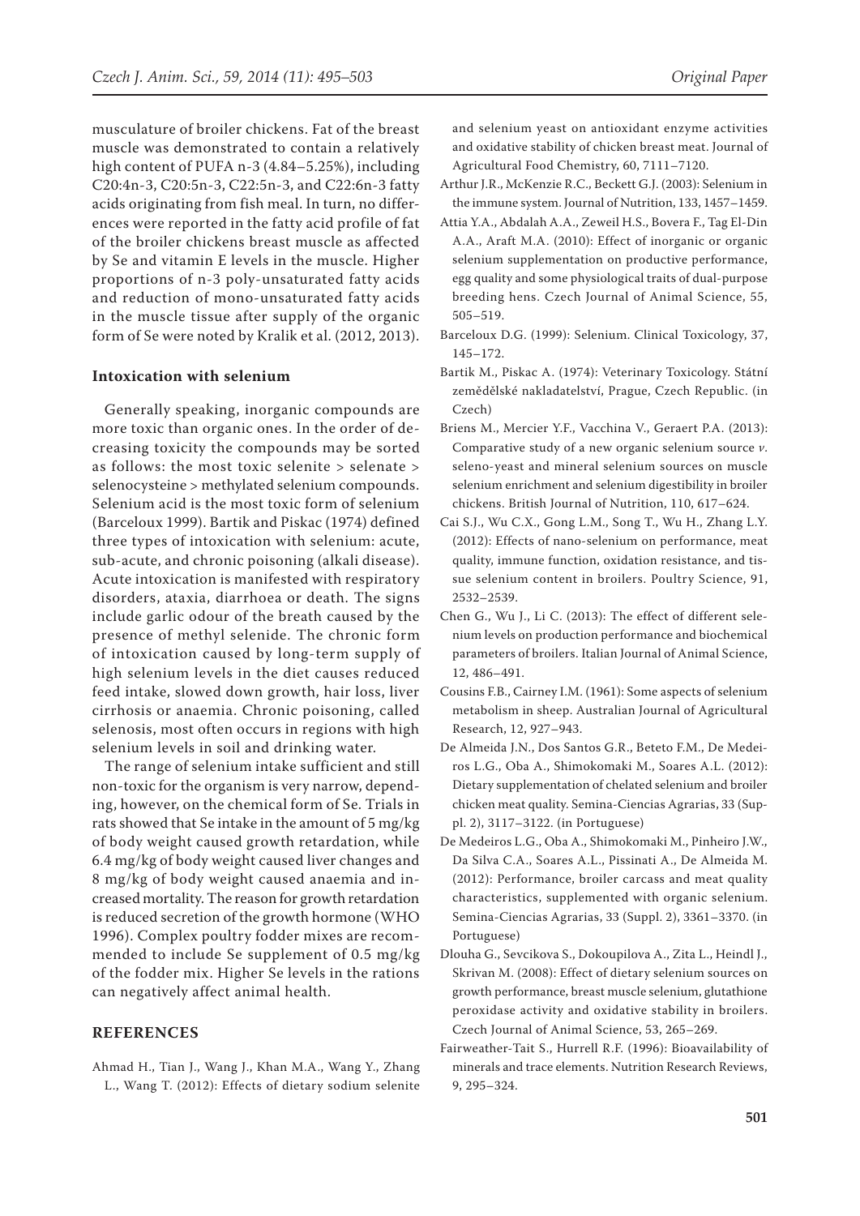musculature of broiler chickens. Fat of the breast muscle was demonstrated to contain a relatively high content of PUFA n-3 (4.84–5.25%), including C20:4n-3, C20:5n-3, C22:5n-3, and C22:6n-3 fatty acids originating from fish meal. In turn, no differences were reported in the fatty acid profile of fat of the broiler chickens breast muscle as affected by Se and vitamin E levels in the muscle. Higher proportions of n-3 poly-unsaturated fatty acids and reduction of mono-unsaturated fatty acids in the muscle tissue after supply of the organic form of Se were noted by Kralik et al. (2012, 2013).

### Intoxication with selenium

Generally speaking, inorganic compounds are more toxic than organic ones. In the order of decreasing toxicity the compounds may be sorted as follows: the most toxic selenite > selenate > selenocysteine > methylated selenium compounds. Selenium acid is the most toxic form of selenium (Barceloux 1999). Bartik and Piskac (1974) defined three types of intoxication with selenium: acute, sub-acute, and chronic poisoning (alkali disease). Acute intoxication is manifested with respiratory disorders, ataxia, diarrhoea or death. The signs include garlic odour of the breath caused by the presence of methyl selenide. The chronic form of intoxication caused by long-term supply of high selenium levels in the diet causes reduced feed intake, slowed down growth, hair loss, liver cirrhosis or anaemia. Chronic poisoning, called selenosis, most often occurs in regions with high selenium levels in soil and drinking water.

The range of selenium intake sufficient and still non-toxic for the organism is very narrow, depending, however, on the chemical form of Se. Trials in rats showed that Se intake in the amount of 5 mg/kg of body weight caused growth retardation, while 6.4 mg/kg of body weight caused liver changes and 8 mg/kg of body weight caused anaemia and increased mortality. The reason for growth retardation is reduced secretion of the growth hormone (WHO 1996). Complex poultry fodder mixes are recommended to include Se supplement of 0.5 mg/kg of the fodder mix. Higher Se levels in the rations can negatively affect animal health.

### REFERENCES

Ahmad H., Tian J., Wang J., Khan M.A., Wang Y., Zhang L., Wang T. (2012): Effects of dietary sodium selenite and selenium yeast on antioxidant enzyme activities and oxidative stability of chicken breast meat. Journal of Agricultural Food Chemistry, 60, 7111–7120.

Arthur J.R., McKenzie R.C., Beckett G.J. (2003): Selenium in the immune system. Journal of Nutrition, 133, 1457–1459.

Attia Y.A., Abdalah A.A., Zeweil H.S., Bovera F., Tag El-Din A.A., Araft M.A. (2010): Effect of inorganic or organic selenium supplementation on productive performance, egg quality and some physiological traits of dual-purpose breeding hens. Czech Journal of Animal Science, 55, 505–519.

Barceloux D.G. (1999): Selenium. Clinical Toxicology, 37, 145–172.

Bartik M., Piskac A. (1974): Veterinary Toxicology. Státní zemědělské nakladatelství, Prague, Czech Republic. (in Czech)

Briens M., Mercier Y.F., Vacchina V., Geraert P.A. (2013): Comparative study of a new organic selenium source *v.* seleno-yeast and mineral selenium sources on muscle selenium enrichment and selenium digestibility in broiler chickens. British Journal of Nutrition, 110, 617–624.

Cai S.J., Wu C.X., Gong L.M., Song T., Wu H., Zhang L.Y. (2012): Effects of nano-selenium on performance, meat quality, immune function, oxidation resistance, and tissue selenium content in broilers. Poultry Science, 91, 2532–2539.

Chen G., Wu J., Li C. (2013): The effect of different selenium levels on production performance and biochemical parameters of broilers. Italian Journal of Animal Science, 12, 486–491.

Cousins F.B., Cairney I.M. (1961): Some aspects of selenium metabolism in sheep. Australian Journal of Agricultural Research, 12, 927–943.

De Almeida J.N., Dos Santos G.R., Beteto F.M., De Medeiros L.G., Oba A., Shimokomaki M., Soares A.L. (2012): Dietary supplementation of chelated selenium and broiler chicken meat quality. Semina-Ciencias Agrarias, 33 (Suppl. 2), 3117–3122. (in Portuguese)

De Medeiros L.G., Oba A., Shimokomaki M., Pinheiro J.W., Da Silva C.A., Soares A.L., Pissinati A., De Almeida M. (2012): Performance, broiler carcass and meat quality characteristics, supplemented with organic selenium. Semina-Ciencias Agrarias, 33 (Suppl. 2), 3361–3370. (in Portuguese)

Dlouha G., Sevcikova S., Dokoupilova A., Zita L., Heindl J., Skrivan M. (2008): Effect of dietary selenium sources on growth performance, breast muscle selenium, glutathione peroxidase activity and oxidative stability in broilers. Czech Journal of Animal Science, 53, 265–269.

Fairweather-Tait S., Hurrell R.F. (1996): Bioavailability of minerals and trace elements. Nutrition Research Reviews, 9, 295–324.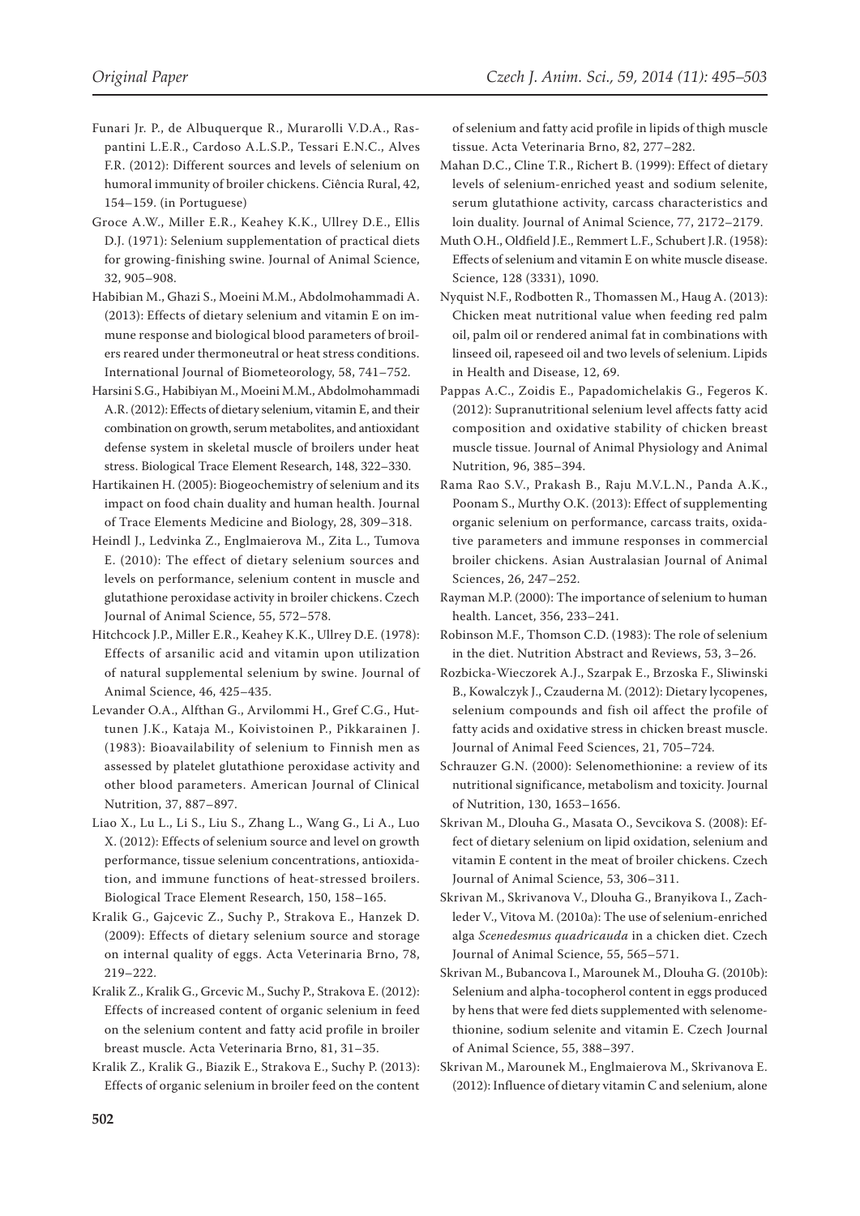Funari Jr. P., de Albuquerque R., Murarolli V.D.A., Raspantini L.E.R., Cardoso A.L.S.P., Tessari E.N.C., Alves F.R. (2012): Different sources and levels of selenium on humoral immunity of broiler chickens. Ciência Rural, 42, 154–159. (in Portuguese)

Groce A.W., Miller E.R., Keahey K.K., Ullrey D.E., Ellis D.J. (1971): Selenium supplementation of practical diets for growing-finishing swine. Journal of Animal Science, 32, 905–908.

Habibian M., Ghazi S., Moeini M.M., Abdolmohammadi A. (2013): Effects of dietary selenium and vitamin E on immune response and biological blood parameters of broilers reared under thermoneutral or heat stress conditions. International Journal of Biometeorology, 58, 741–752.

Harsini S.G., Habibiyan M., Moeini M.M., Abdolmohammadi A.R. (2012): Effects of dietary selenium, vitamin E, and their combination on growth, serum metabolites, and antioxidant defense system in skeletal muscle of broilers under heat stress. Biological Trace Element Research, 148, 322–330.

Hartikainen H. (2005): Biogeochemistry of selenium and its impact on food chain duality and human health. Journal of Trace Elements Medicine and Biology, 28, 309–318.

Heindl J., Ledvinka Z., Englmaierova M., Zita L., Tumova E. (2010): The effect of dietary selenium sources and levels on performance, selenium content in muscle and glutathione peroxidase activity in broiler chickens. Czech Journal of Animal Science, 55, 572–578.

Hitchcock J.P., Miller E.R., Keahey K.K., Ullrey D.E. (1978): Effects of arsanilic acid and vitamin upon utilization of natural supplemental selenium by swine. Journal of Animal Science, 46, 425–435.

Levander O.A., Alfthan G., Arvilommi H., Gref C.G., Huttunen J.K., Kataja M., Koivistoinen P., Pikkarainen J. (1983): Bioavailability of selenium to Finnish men as assessed by platelet glutathione peroxidase activity and other blood parameters. American Journal of Clinical Nutrition, 37, 887–897.

Liao X., Lu L., Li S., Liu S., Zhang L., Wang G., Li A., Luo X. (2012): Effects of selenium source and level on growth performance, tissue selenium concentrations, antioxidation, and immune functions of heat-stressed broilers. Biological Trace Element Research, 150, 158–165.

Kralik G., Gajcevic Z., Suchy P., Strakova E., Hanzek D. (2009): Effects of dietary selenium source and storage on internal quality of eggs. Acta Veterinaria Brno, 78, 219–222.

Kralik Z., Kralik G., Grcevic M., Suchy P., Strakova E. (2012): Effects of increased content of organic selenium in feed on the selenium content and fatty acid profile in broiler breast muscle. Acta Veterinaria Brno, 81, 31–35.

Kralik Z., Kralik G., Biazik E., Strakova E., Suchy P. (2013): Effects of organic selenium in broiler feed on the content of selenium and fatty acid profile in lipids of thigh muscle tissue. Acta Veterinaria Brno, 82, 277–282.

Mahan D.C., Cline T.R., Richert B. (1999): Effect of dietary levels of selenium-enriched yeast and sodium selenite, serum glutathione activity, carcass characteristics and loin duality. Journal of Animal Science, 77, 2172–2179.

Muth O.H., Oldfield J.E., Remmert L.F., Schubert J.R. (1958): Effects of selenium and vitamin E on white muscle disease. Science, 128 (3331), 1090.

Nyquist N.F., Rodbotten R., Thomassen M., Haug A. (2013): Chicken meat nutritional value when feeding red palm oil, palm oil or rendered animal fat in combinations with linseed oil, rapeseed oil and two levels of selenium. Lipids in Health and Disease, 12, 69.

Pappas A.C., Zoidis E., Papadomichelakis G., Fegeros K. (2012): Supranutritional selenium level affects fatty acid composition and oxidative stability of chicken breast muscle tissue. Journal of Animal Physiology and Animal Nutrition, 96, 385–394.

Rama Rao S.V., Prakash B., Raju M.V.L.N., Panda A.K., Poonam S., Murthy O.K. (2013): Effect of supplementing organic selenium on performance, carcass traits, oxidative parameters and immune responses in commercial broiler chickens. Asian Australasian Journal of Animal Sciences, 26, 247–252.

Rayman M.P. (2000): The importance of selenium to human health. Lancet, 356, 233–241.

Robinson M.F., Thomson C.D. (1983): The role of selenium in the diet. Nutrition Abstract and Reviews, 53, 3–26.

Rozbicka-Wieczorek A.J., Szarpak E., Brzoska F., Sliwinski B., Kowalczyk J., Czauderna M. (2012): Dietary lycopenes, selenium compounds and fish oil affect the profile of fatty acids and oxidative stress in chicken breast muscle. Journal of Animal Feed Sciences, 21, 705–724.

Schrauzer G.N. (2000): Selenomethionine: a review of its nutritional significance, metabolism and toxicity. Journal of Nutrition, 130, 1653–1656.

Skrivan M., Dlouha G., Masata O., Sevcikova S. (2008): Effect of dietary selenium on lipid oxidation, selenium and vitamin E content in the meat of broiler chickens. Czech Journal of Animal Science, 53, 306–311.

Skrivan M., Skrivanova V., Dlouha G., Branyikova I., Zachleder V., Vitova M. (2010a): The use of selenium-enriched alga *Scenedesmus quadricauda* in a chicken diet. Czech Journal of Animal Science, 55, 565–571.

Skrivan M., Bubancova I., Marounek M., Dlouha G. (2010b): Selenium and alpha-tocopherol content in eggs produced by hens that were fed diets supplemented with selenomethionine, sodium selenite and vitamin E. Czech Journal of Animal Science, 55, 388–397.

Skrivan M., Marounek M., Englmaierova M., Skrivanova E. (2012): Influence of dietary vitamin C and selenium, alone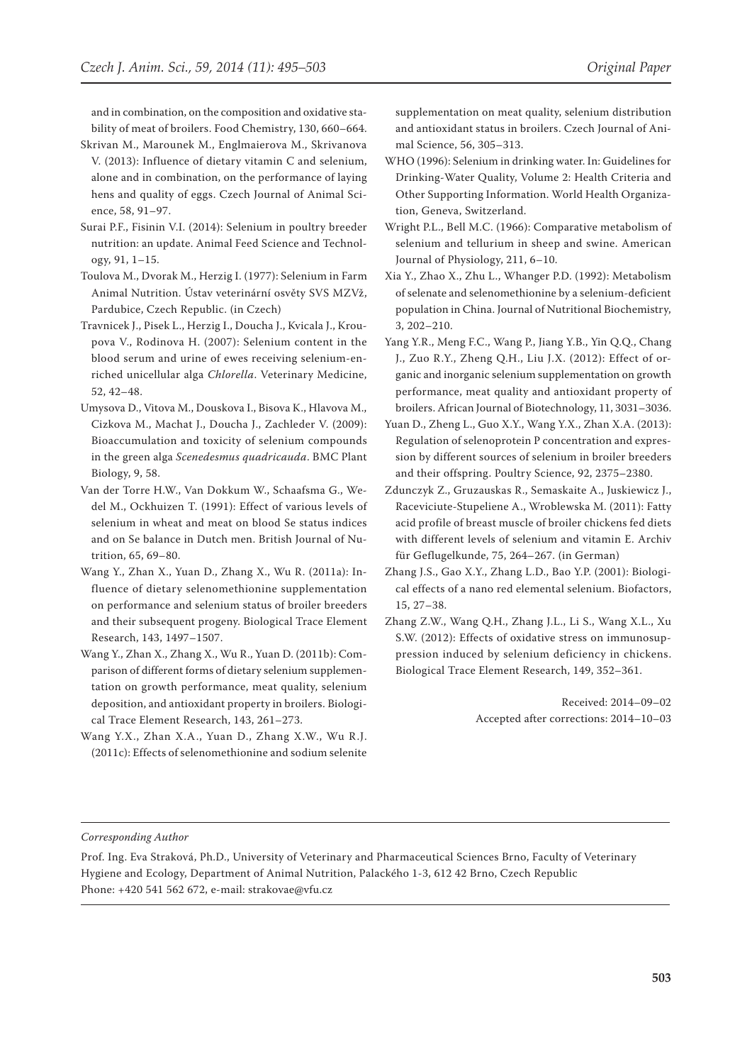and in combination, on the composition and oxidative stability of meat of broilers. Food Chemistry, 130, 660–664.

Skrivan M., Marounek M., Englmaierova M., Skrivanova V. (2013): Influence of dietary vitamin C and selenium, alone and in combination, on the performance of laying hens and quality of eggs. Czech Journal of Animal Science, 58, 91–97.

Surai P.F., Fisinin V.I. (2014): Selenium in poultry breeder nutrition: an update. Animal Feed Science and Technology, 91, 1–15.

Toulova M., Dvorak M., Herzig I. (1977): Selenium in Farm Animal Nutrition. Ústav veterinární osvěty SVS MZVž, Pardubice, Czech Republic. (in Czech)

Travnicek J., Pisek L., Herzig I., Doucha J., Kvicala J., Kroupova V., Rodinova H. (2007): Selenium content in the blood serum and urine of ewes receiving selenium-enriched unicellular alga *Chlorella*. Veterinary Medicine, 52, 42–48.

Umysova D., Vitova M., Douskova I., Bisova K., Hlavova M., Cizkova M., Machat J., Doucha J., Zachleder V. (2009): Bioaccumulation and toxicity of selenium compounds in the green alga *Scenedesmus quadricauda*. BMC Plant Biology, 9, 58.

Van der Torre H.W., Van Dokkum W., Schaafsma G., Wedel M., Ockhuizen T. (1991): Effect of various levels of selenium in wheat and meat on blood Se status indices and on Se balance in Dutch men. British Journal of Nutrition, 65, 69–80.

Wang Y., Zhan X., Yuan D., Zhang X., Wu R. (2011a): Influence of dietary selenomethionine supplementation on performance and selenium status of broiler breeders and their subsequent progeny. Biological Trace Element Research, 143, 1497–1507.

Wang Y., Zhan X., Zhang X., Wu R., Yuan D. (2011b): Comparison of different forms of dietary selenium supplementation on growth performance, meat quality, selenium deposition, and antioxidant property in broilers. Biological Trace Element Research, 143, 261–273.

Wang Y.X., Zhan X.A., Yuan D., Zhang X.W., Wu R.J. (2011c): Effects of selenomethionine and sodium selenite supplementation on meat quality, selenium distribution and antioxidant status in broilers. Czech Journal of Animal Science, 56, 305–313.

WHO (1996): Selenium in drinking water. In: Guidelines for Drinking-Water Quality, Volume 2: Health Criteria and Other Supporting Information. World Health Organization, Geneva, Switzerland.

Wright P.L., Bell M.C. (1966): Comparative metabolism of selenium and tellurium in sheep and swine. American Journal of Physiology, 211, 6–10.

Xia Y., Zhao X., Zhu L., Whanger P.D. (1992): Metabolism of selenate and selenomethionine by a selenium-deficient population in China. Journal of Nutritional Biochemistry, 3, 202–210.

Yang Y.R., Meng F.C., Wang P., Jiang Y.B., Yin Q.Q., Chang J., Zuo R.Y., Zheng Q.H., Liu J.X. (2012): Effect of organic and inorganic selenium supplementation on growth performance, meat quality and antioxidant property of broilers. African Journal of Biotechnology, 11, 3031–3036.

Yuan D., Zheng L., Guo X.Y., Wang Y.X., Zhan X.A. (2013): Regulation of selenoprotein P concentration and expression by different sources of selenium in broiler breeders and their offspring. Poultry Science, 92, 2375–2380.

Zdunczyk Z., Gruzauskas R., Semaskaite A., Juskiewicz J., Raceviciute-Stupeliene A., Wroblewska M. (2011): Fatty acid profile of breast muscle of broiler chickens fed diets with different levels of selenium and vitamin E. Archiv für Geflugelkunde, 75, 264–267. (in German)

Zhang J.S., Gao X.Y., Zhang L.D., Bao Y.P. (2001): Biological effects of a nano red elemental selenium. Biofactors, 15, 27–38.

Zhang Z.W., Wang Q.H., Zhang J.L., Li S., Wang X.L., Xu S.W. (2012): Effects of oxidative stress on immunosuppression induced by selenium deficiency in chickens. Biological Trace Element Research, 149, 352–361.

Received: 2014–09–02
Accepted after corrections: 2014–10–03

*Corresponding Author*

Prof. Ing. Eva Straková, Ph.D., University of Veterinary and Pharmaceutical Sciences Brno, Faculty of Veterinary Hygiene and Ecology, Department of Animal Nutrition, Palackého 1-3, 612 42 Brno, Czech Republic
Phone: +420 541 562 672, e-mail: strakovae@vfu.cz